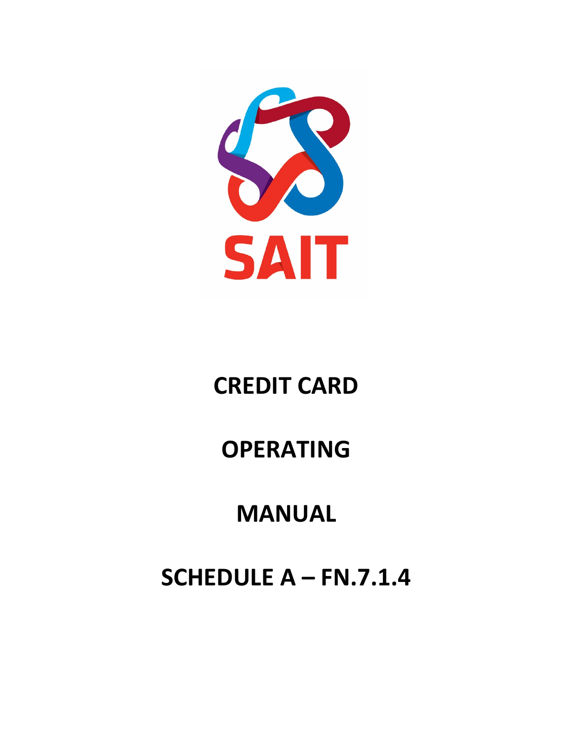SAIT

# CREDIT CARD

# OPERATING

# MANUAL

# SCHEDULE A – FN.7.1.4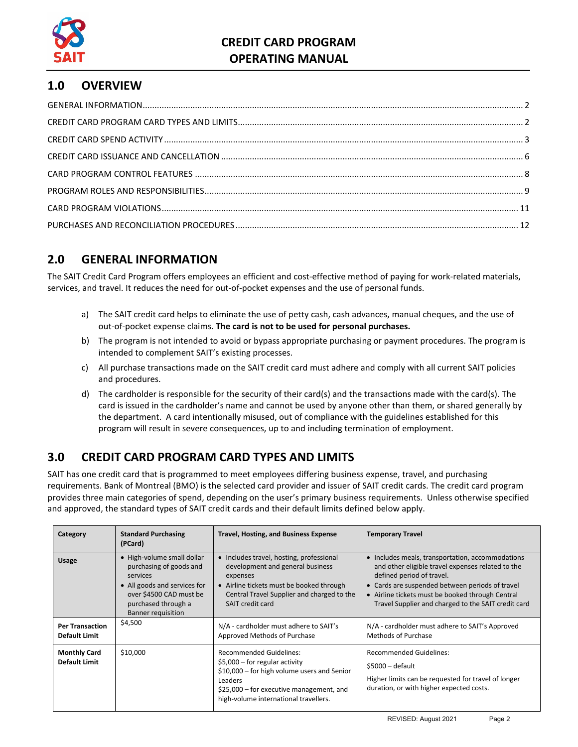# CREDIT CARD PROGRAM OPERATING MANUAL

## 1.0 OVERVIEW

GENERAL INFORMATION ..... 2
CREDIT CARD PROGRAM CARD TYPES AND LIMITS ..... 2
CREDIT CARD SPEND ACTIVITY ..... 3
CREDIT CARD ISSUANCE AND CANCELLATION ..... 6
CARD PROGRAM CONTROL FEATURES ..... 8
PROGRAM ROLES AND RESPONSIBILITIES ..... 9
CARD PROGRAM VIOLATIONS ..... 11
PURCHASES AND RECONCILIATION PROCEDURES ..... 12

## 2.0 GENERAL INFORMATION

The SAIT Credit Card Program offers employees an efficient and cost-effective method of paying for work-related materials, services, and travel. It reduces the need for out-of-pocket expenses and the use of personal funds.

a) The SAIT credit card helps to eliminate the use of petty cash, cash advances, manual cheques, and the use of out-of-pocket expense claims. **The card is not to be used for personal purchases.**

b) The program is not intended to avoid or bypass appropriate purchasing or payment procedures. The program is intended to complement SAIT's existing processes.

c) All purchase transactions made on the SAIT credit card must adhere and comply with all current SAIT policies and procedures.

d) The cardholder is responsible for the security of their card(s) and the transactions made with the card(s). The card is issued in the cardholder's name and cannot be used by anyone other than them, or shared generally by the department. A card intentionally misused, out of compliance with the guidelines established for this program will result in severe consequences, up to and including termination of employment.

## 3.0 CREDIT CARD PROGRAM CARD TYPES AND LIMITS

SAIT has one credit card that is programmed to meet employees differing business expense, travel, and purchasing requirements. Bank of Montreal (BMO) is the selected card provider and issuer of SAIT credit cards. The credit card program provides three main categories of spend, depending on the user's primary business requirements. Unless otherwise specified and approved, the standard types of SAIT credit cards and their default limits defined below apply.

| Category | Standard Purchasing (PCard) | Travel, Hosting, and Business Expense | Temporary Travel |
|---|---|---|---|
| **Usage** | • High-volume small dollar purchasing of goods and services<br>• All goods and services for over $4500 CAD must be purchased through a Banner requisition | • Includes travel, hosting, professional development and general business expenses<br>• Airline tickets must be booked through Central Travel Supplier and charged to the SAIT credit card | • Includes meals, transportation, accommodations and other eligible travel expenses related to the defined period of travel.<br>• Cards are suspended between periods of travel<br>• Airline tickets must be booked through Central Travel Supplier and charged to the SAIT credit card |
| **Per Transaction Default Limit** | $4,500 | N/A - cardholder must adhere to SAIT's Approved Methods of Purchase | N/A - cardholder must adhere to SAIT's Approved Methods of Purchase |
| **Monthly Card Default Limit** | $10,000 | Recommended Guidelines:<br>$5,000 – for regular activity<br>$10,000 – for high volume users and Senior Leaders<br>$25,000 – for executive management, and high-volume international travellers. | Recommended Guidelines:<br>$5000 – default<br>Higher limits can be requested for travel of longer duration, or with higher expected costs. |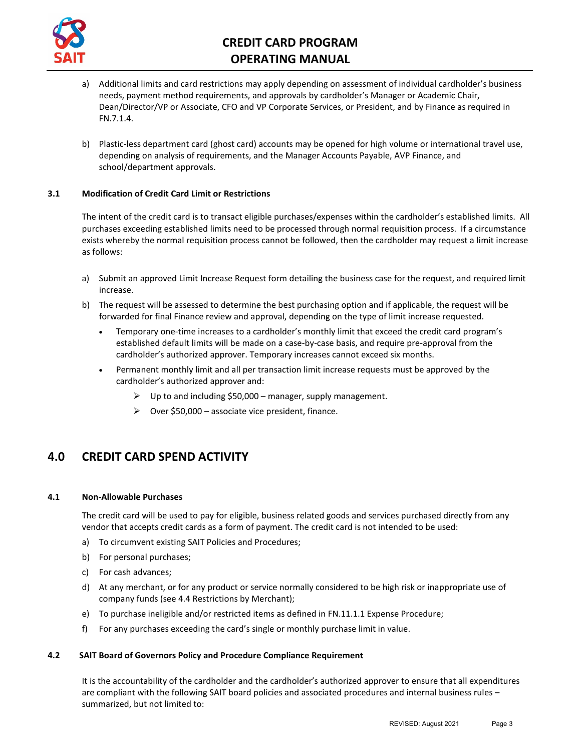a) Additional limits and card restrictions may apply depending on assessment of individual cardholder's business needs, payment method requirements, and approvals by cardholder's Manager or Academic Chair, Dean/Director/VP or Associate, CFO and VP Corporate Services, or President, and by Finance as required in FN.7.1.4.

b) Plastic-less department card (ghost card) accounts may be opened for high volume or international travel use, depending on analysis of requirements, and the Manager Accounts Payable, AVP Finance, and school/department approvals.

### 3.1 Modification of Credit Card Limit or Restrictions

The intent of the credit card is to transact eligible purchases/expenses within the cardholder's established limits. All purchases exceeding established limits need to be processed through normal requisition process. If a circumstance exists whereby the normal requisition process cannot be followed, then the cardholder may request a limit increase as follows:

a) Submit an approved Limit Increase Request form detailing the business case for the request, and required limit increase.

b) The request will be assessed to determine the best purchasing option and if applicable, the request will be forwarded for final Finance review and approval, depending on the type of limit increase requested.

- Temporary one-time increases to a cardholder's monthly limit that exceed the credit card program's established default limits will be made on a case-by-case basis, and require pre-approval from the cardholder's authorized approver. Temporary increases cannot exceed six months.
- Permanent monthly limit and all per transaction limit increase requests must be approved by the cardholder's authorized approver and:
  - Up to and including $50,000 – manager, supply management.
  - Over $50,000 – associate vice president, finance.

## 4.0 CREDIT CARD SPEND ACTIVITY

### 4.1 Non-Allowable Purchases

The credit card will be used to pay for eligible, business related goods and services purchased directly from any vendor that accepts credit cards as a form of payment. The credit card is not intended to be used:

a) To circumvent existing SAIT Policies and Procedures;

b) For personal purchases;

c) For cash advances;

d) At any merchant, or for any product or service normally considered to be high risk or inappropriate use of company funds (see 4.4 Restrictions by Merchant);

e) To purchase ineligible and/or restricted items as defined in FN.11.1.1 Expense Procedure;

f) For any purchases exceeding the card's single or monthly purchase limit in value.

### 4.2 SAIT Board of Governors Policy and Procedure Compliance Requirement

It is the accountability of the cardholder and the cardholder's authorized approver to ensure that all expenditures are compliant with the following SAIT board policies and associated procedures and internal business rules – summarized, but not limited to: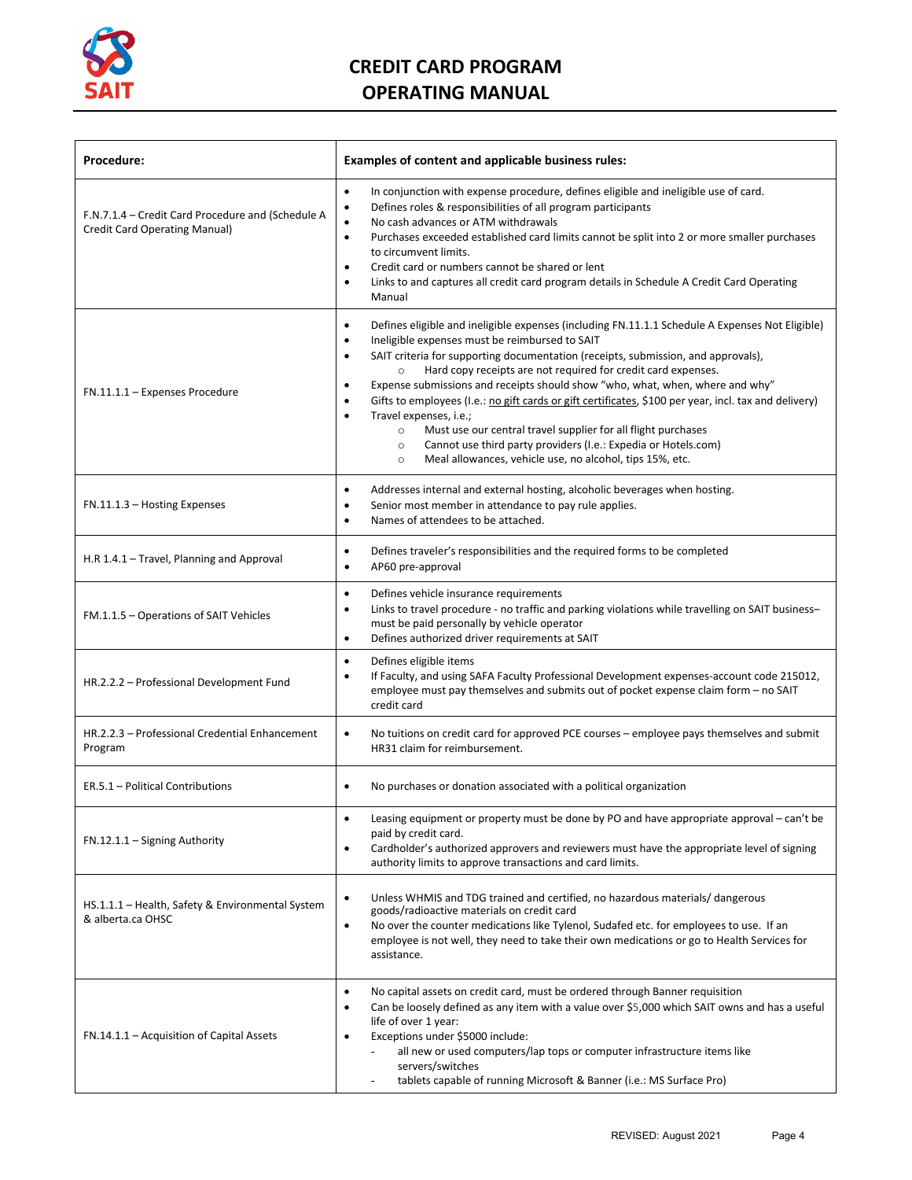# CREDIT CARD PROGRAM OPERATING MANUAL

| Procedure: | Examples of content and applicable business rules: |
| --- | --- |
| F.N.7.1.4 – Credit Card Procedure and (Schedule A Credit Card Operating Manual) | • In conjunction with expense procedure, defines eligible and ineligible use of card.<br>• Defines roles & responsibilities of all program participants<br>• No cash advances or ATM withdrawals<br>• Purchases exceeded established card limits cannot be split into 2 or more smaller purchases to circumvent limits.<br>• Credit card or numbers cannot be shared or lent<br>• Links to and captures all credit card program details in Schedule A Credit Card Operating Manual |
| FN.11.1.1 – Expenses Procedure | • Defines eligible and ineligible expenses (including FN.11.1.1 Schedule A Expenses Not Eligible)<br>• Ineligible expenses must be reimbursed to SAIT<br>• SAIT criteria for supporting documentation (receipts, submission, and approvals),<br>  ○ Hard copy receipts are not required for credit card expenses.<br>• Expense submissions and receipts should show "who, what, when, where and why"<br>• Gifts to employees (I.e.: no gift cards or gift certificates, $100 per year, incl. tax and delivery)<br>• Travel expenses, i.e.;<br>  ○ Must use our central travel supplier for all flight purchases<br>  ○ Cannot use third party providers (I.e.: Expedia or Hotels.com)<br>  ○ Meal allowances, vehicle use, no alcohol, tips 15%, etc. |
| FN.11.1.3 – Hosting Expenses | • Addresses internal and external hosting, alcoholic beverages when hosting.<br>• Senior most member in attendance to pay rule applies.<br>• Names of attendees to be attached. |
| H.R 1.4.1 – Travel, Planning and Approval | • Defines traveler's responsibilities and the required forms to be completed<br>• AP60 pre-approval |
| FM.1.1.5 – Operations of SAIT Vehicles | • Defines vehicle insurance requirements<br>• Links to travel procedure - no traffic and parking violations while travelling on SAIT business– must be paid personally by vehicle operator<br>• Defines authorized driver requirements at SAIT |
| HR.2.2.2 – Professional Development Fund | • Defines eligible items<br>• If Faculty, and using SAFA Faculty Professional Development expenses-account code 215012, employee must pay themselves and submits out of pocket expense claim form – no SAIT credit card |
| HR.2.2.3 – Professional Credential Enhancement Program | • No tuitions on credit card for approved PCE courses – employee pays themselves and submit HR31 claim for reimbursement. |
| ER.5.1 – Political Contributions | • No purchases or donation associated with a political organization |
| FN.12.1.1 – Signing Authority | • Leasing equipment or property must be done by PO and have appropriate approval – can't be paid by credit card.<br>• Cardholder's authorized approvers and reviewers must have the appropriate level of signing authority limits to approve transactions and card limits. |
| HS.1.1.1 – Health, Safety & Environmental System & alberta.ca OHSC | • Unless WHMIS and TDG trained and certified, no hazardous materials/ dangerous goods/radioactive materials on credit card<br>• No over the counter medications like Tylenol, Sudafed etc. for employees to use. If an employee is not well, they need to take their own medications or go to Health Services for assistance. |
| FN.14.1.1 – Acquisition of Capital Assets | • No capital assets on credit card, must be ordered through Banner requisition<br>• Can be loosely defined as any item with a value over $5,000 which SAIT owns and has a useful life of over 1 year:<br>• Exceptions under $5000 include:<br>  - all new or used computers/lap tops or computer infrastructure items like servers/switches<br>  - tablets capable of running Microsoft & Banner (i.e.: MS Surface Pro) |

REVISED: August 2021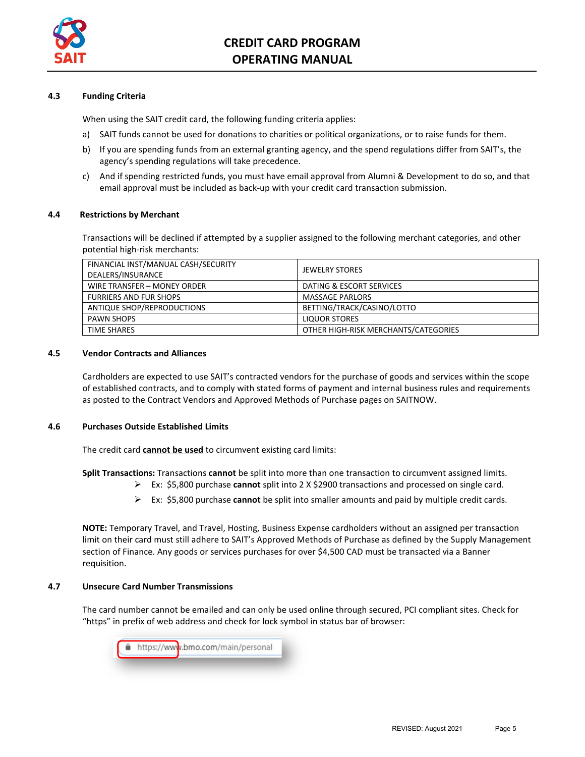### 4.3 Funding Criteria

When using the SAIT credit card, the following funding criteria applies:

a) SAIT funds cannot be used for donations to charities or political organizations, or to raise funds for them.

b) If you are spending funds from an external granting agency, and the spend regulations differ from SAIT's, the agency's spending regulations will take precedence.

c) And if spending restricted funds, you must have email approval from Alumni & Development to do so, and that email approval must be included as back-up with your credit card transaction submission.

### 4.4 Restrictions by Merchant

Transactions will be declined if attempted by a supplier assigned to the following merchant categories, and other potential high-risk merchants:

| | |
|---|---|
| FINANCIAL INST/MANUAL CASH/SECURITY DEALERS/INSURANCE | JEWELRY STORES |
| WIRE TRANSFER – MONEY ORDER | DATING & ESCORT SERVICES |
| FURRIERS AND FUR SHOPS | MASSAGE PARLORS |
| ANTIQUE SHOP/REPRODUCTIONS | BETTING/TRACK/CASINO/LOTTO |
| PAWN SHOPS | LIQUOR STORES |
| TIME SHARES | OTHER HIGH-RISK MERCHANTS/CATEGORIES |

### 4.5 Vendor Contracts and Alliances

Cardholders are expected to use SAIT's contracted vendors for the purchase of goods and services within the scope of established contracts, and to comply with stated forms of payment and internal business rules and requirements as posted to the Contract Vendors and Approved Methods of Purchase pages on SAITNOW.

### 4.6 Purchases Outside Established Limits

The credit card **cannot be used** to circumvent existing card limits:

**Split Transactions:** Transactions **cannot** be split into more than one transaction to circumvent assigned limits.

- Ex: $5,800 purchase **cannot** split into 2 X $2900 transactions and processed on single card.
- Ex: $5,800 purchase **cannot** be split into smaller amounts and paid by multiple credit cards.

**NOTE:** Temporary Travel, and Travel, Hosting, Business Expense cardholders without an assigned per transaction limit on their card must still adhere to SAIT's Approved Methods of Purchase as defined by the Supply Management section of Finance. Any goods or services purchases for over $4,500 CAD must be transacted via a Banner requisition.

### 4.7 Unsecure Card Number Transmissions

The card number cannot be emailed and can only be used online through secured, PCI compliant sites. Check for "https" in prefix of web address and check for lock symbol in status bar of browser:

https://www.bmo.com/main/personal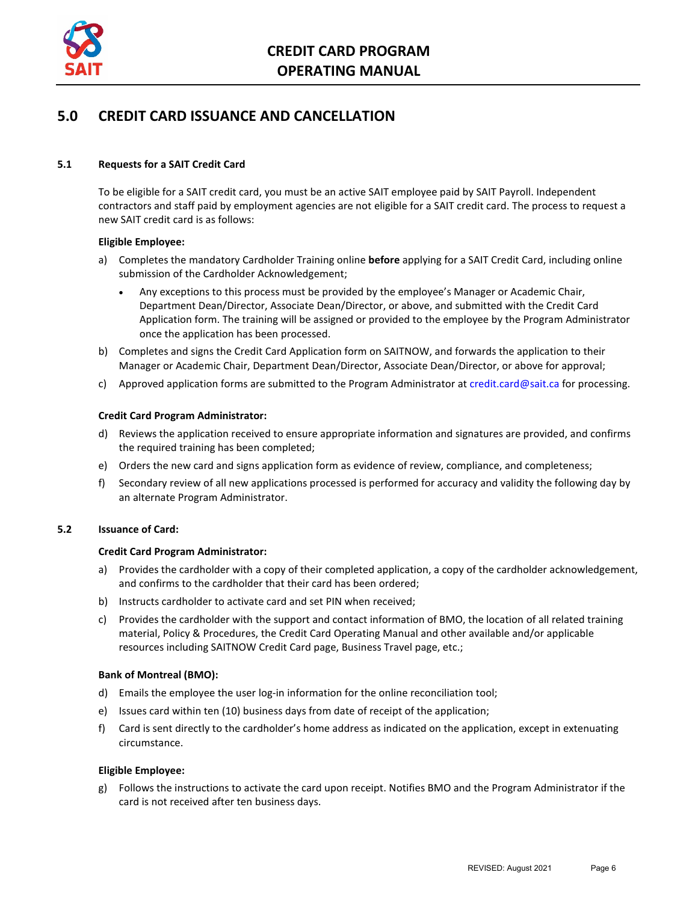# 5.0 CREDIT CARD ISSUANCE AND CANCELLATION

## 5.1 Requests for a SAIT Credit Card

To be eligible for a SAIT credit card, you must be an active SAIT employee paid by SAIT Payroll. Independent contractors and staff paid by employment agencies are not eligible for a SAIT credit card. The process to request a new SAIT credit card is as follows:

**Eligible Employee:**

a) Completes the mandatory Cardholder Training online **before** applying for a SAIT Credit Card, including online submission of the Cardholder Acknowledgement;
   - Any exceptions to this process must be provided by the employee's Manager or Academic Chair, Department Dean/Director, Associate Dean/Director, or above, and submitted with the Credit Card Application form. The training will be assigned or provided to the employee by the Program Administrator once the application has been processed.

b) Completes and signs the Credit Card Application form on SAITNOW, and forwards the application to their Manager or Academic Chair, Department Dean/Director, Associate Dean/Director, or above for approval;

c) Approved application forms are submitted to the Program Administrator at credit.card@sait.ca for processing.

**Credit Card Program Administrator:**

d) Reviews the application received to ensure appropriate information and signatures are provided, and confirms the required training has been completed;

e) Orders the new card and signs application form as evidence of review, compliance, and completeness;

f) Secondary review of all new applications processed is performed for accuracy and validity the following day by an alternate Program Administrator.

## 5.2 Issuance of Card:

**Credit Card Program Administrator:**

a) Provides the cardholder with a copy of their completed application, a copy of the cardholder acknowledgement, and confirms to the cardholder that their card has been ordered;

b) Instructs cardholder to activate card and set PIN when received;

c) Provides the cardholder with the support and contact information of BMO, the location of all related training material, Policy & Procedures, the Credit Card Operating Manual and other available and/or applicable resources including SAITNOW Credit Card page, Business Travel page, etc.;

**Bank of Montreal (BMO):**

d) Emails the employee the user log-in information for the online reconciliation tool;

e) Issues card within ten (10) business days from date of receipt of the application;

f) Card is sent directly to the cardholder's home address as indicated on the application, except in extenuating circumstance.

**Eligible Employee:**

g) Follows the instructions to activate the card upon receipt. Notifies BMO and the Program Administrator if the card is not received after ten business days.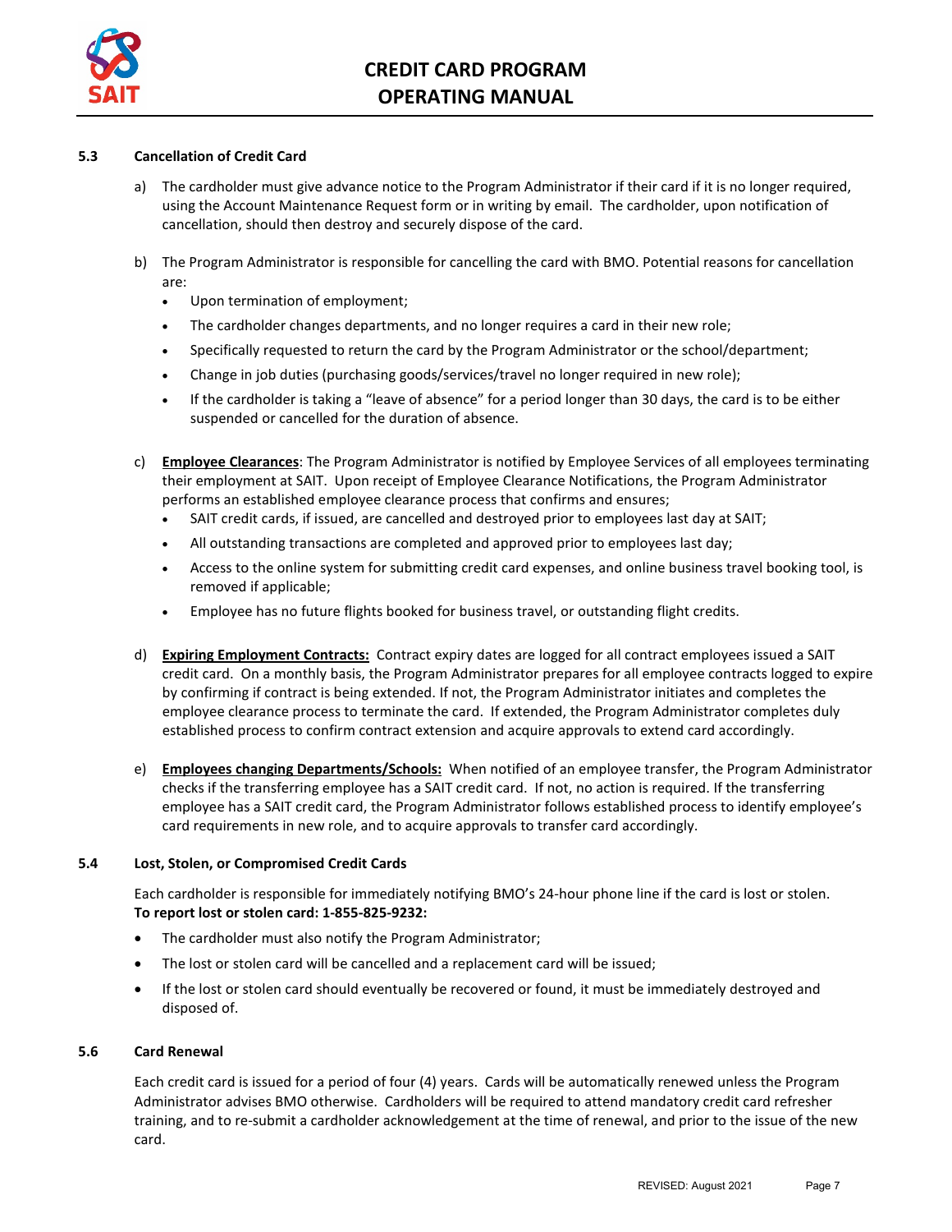### 5.3 Cancellation of Credit Card

a) The cardholder must give advance notice to the Program Administrator if their card if it is no longer required, using the Account Maintenance Request form or in writing by email. The cardholder, upon notification of cancellation, should then destroy and securely dispose of the card.

b) The Program Administrator is responsible for cancelling the card with BMO. Potential reasons for cancellation are:
   - Upon termination of employment;
   - The cardholder changes departments, and no longer requires a card in their new role;
   - Specifically requested to return the card by the Program Administrator or the school/department;
   - Change in job duties (purchasing goods/services/travel no longer required in new role);
   - If the cardholder is taking a "leave of absence" for a period longer than 30 days, the card is to be either suspended or cancelled for the duration of absence.

c) **Employee Clearances**: The Program Administrator is notified by Employee Services of all employees terminating their employment at SAIT. Upon receipt of Employee Clearance Notifications, the Program Administrator performs an established employee clearance process that confirms and ensures;
   - SAIT credit cards, if issued, are cancelled and destroyed prior to employees last day at SAIT;
   - All outstanding transactions are completed and approved prior to employees last day;
   - Access to the online system for submitting credit card expenses, and online business travel booking tool, is removed if applicable;
   - Employee has no future flights booked for business travel, or outstanding flight credits.

d) **Expiring Employment Contracts:** Contract expiry dates are logged for all contract employees issued a SAIT credit card. On a monthly basis, the Program Administrator prepares for all employee contracts logged to expire by confirming if contract is being extended. If not, the Program Administrator initiates and completes the employee clearance process to terminate the card. If extended, the Program Administrator completes duly established process to confirm contract extension and acquire approvals to extend card accordingly.

e) **Employees changing Departments/Schools:** When notified of an employee transfer, the Program Administrator checks if the transferring employee has a SAIT credit card. If not, no action is required. If the transferring employee has a SAIT credit card, the Program Administrator follows established process to identify employee's card requirements in new role, and to acquire approvals to transfer card accordingly.

### 5.4 Lost, Stolen, or Compromised Credit Cards

Each cardholder is responsible for immediately notifying BMO's 24-hour phone line if the card is lost or stolen.
**To report lost or stolen card: 1-855-825-9232:**

- The cardholder must also notify the Program Administrator;
- The lost or stolen card will be cancelled and a replacement card will be issued;
- If the lost or stolen card should eventually be recovered or found, it must be immediately destroyed and disposed of.

### 5.6 Card Renewal

Each credit card is issued for a period of four (4) years. Cards will be automatically renewed unless the Program Administrator advises BMO otherwise. Cardholders will be required to attend mandatory credit card refresher training, and to re-submit a cardholder acknowledgement at the time of renewal, and prior to the issue of the new card.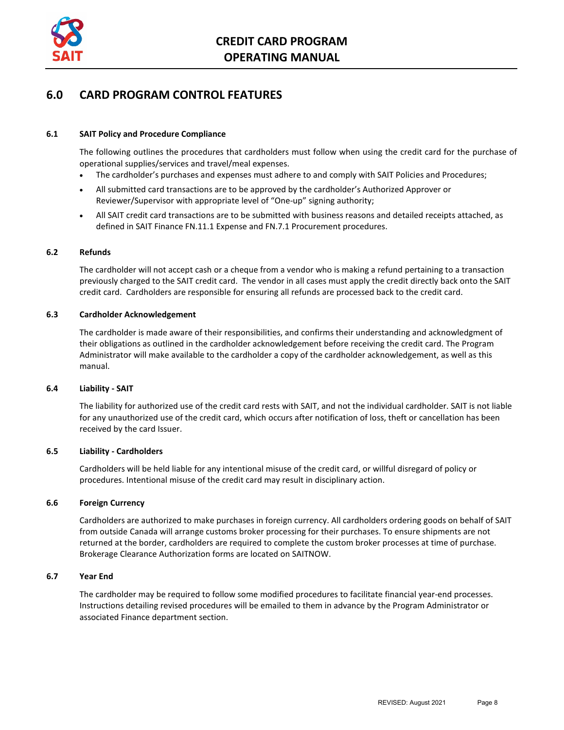## 6.0 CARD PROGRAM CONTROL FEATURES

### 6.1 SAIT Policy and Procedure Compliance

The following outlines the procedures that cardholders must follow when using the credit card for the purchase of operational supplies/services and travel/meal expenses.

- The cardholder's purchases and expenses must adhere to and comply with SAIT Policies and Procedures;
- All submitted card transactions are to be approved by the cardholder's Authorized Approver or Reviewer/Supervisor with appropriate level of "One-up" signing authority;
- All SAIT credit card transactions are to be submitted with business reasons and detailed receipts attached, as defined in SAIT Finance FN.11.1 Expense and FN.7.1 Procurement procedures.

### 6.2 Refunds

The cardholder will not accept cash or a cheque from a vendor who is making a refund pertaining to a transaction previously charged to the SAIT credit card. The vendor in all cases must apply the credit directly back onto the SAIT credit card. Cardholders are responsible for ensuring all refunds are processed back to the credit card.

### 6.3 Cardholder Acknowledgement

The cardholder is made aware of their responsibilities, and confirms their understanding and acknowledgment of their obligations as outlined in the cardholder acknowledgement before receiving the credit card. The Program Administrator will make available to the cardholder a copy of the cardholder acknowledgement, as well as this manual.

### 6.4 Liability - SAIT

The liability for authorized use of the credit card rests with SAIT, and not the individual cardholder. SAIT is not liable for any unauthorized use of the credit card, which occurs after notification of loss, theft or cancellation has been received by the card Issuer.

### 6.5 Liability - Cardholders

Cardholders will be held liable for any intentional misuse of the credit card, or willful disregard of policy or procedures. Intentional misuse of the credit card may result in disciplinary action.

### 6.6 Foreign Currency

Cardholders are authorized to make purchases in foreign currency. All cardholders ordering goods on behalf of SAIT from outside Canada will arrange customs broker processing for their purchases. To ensure shipments are not returned at the border, cardholders are required to complete the custom broker processes at time of purchase. Brokerage Clearance Authorization forms are located on SAITNOW.

### 6.7 Year End

The cardholder may be required to follow some modified procedures to facilitate financial year-end processes. Instructions detailing revised procedures will be emailed to them in advance by the Program Administrator or associated Finance department section.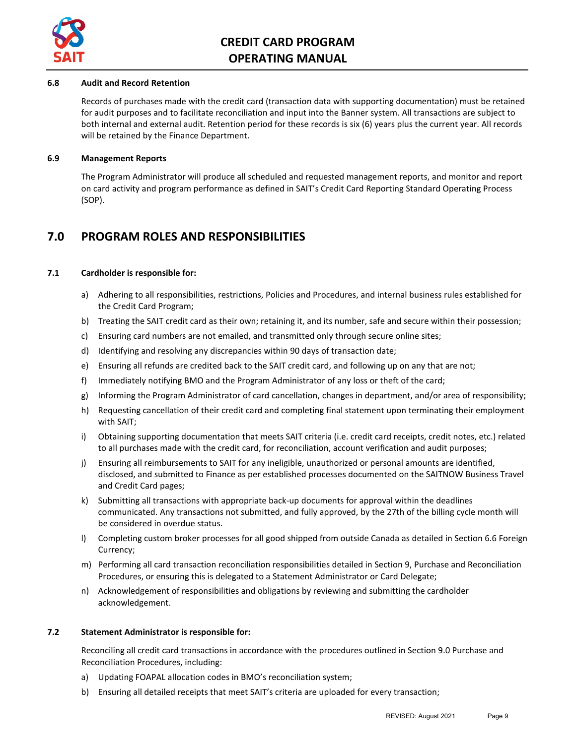### 6.8 Audit and Record Retention

Records of purchases made with the credit card (transaction data with supporting documentation) must be retained for audit purposes and to facilitate reconciliation and input into the Banner system. All transactions are subject to both internal and external audit. Retention period for these records is six (6) years plus the current year. All records will be retained by the Finance Department.

### 6.9 Management Reports

The Program Administrator will produce all scheduled and requested management reports, and monitor and report on card activity and program performance as defined in SAIT's Credit Card Reporting Standard Operating Process (SOP).

## 7.0 PROGRAM ROLES AND RESPONSIBILITIES

### 7.1 Cardholder is responsible for:

a) Adhering to all responsibilities, restrictions, Policies and Procedures, and internal business rules established for the Credit Card Program;

b) Treating the SAIT credit card as their own; retaining it, and its number, safe and secure within their possession;

c) Ensuring card numbers are not emailed, and transmitted only through secure online sites;

d) Identifying and resolving any discrepancies within 90 days of transaction date;

e) Ensuring all refunds are credited back to the SAIT credit card, and following up on any that are not;

f) Immediately notifying BMO and the Program Administrator of any loss or theft of the card;

g) Informing the Program Administrator of card cancellation, changes in department, and/or area of responsibility;

h) Requesting cancellation of their credit card and completing final statement upon terminating their employment with SAIT;

i) Obtaining supporting documentation that meets SAIT criteria (i.e. credit card receipts, credit notes, etc.) related to all purchases made with the credit card, for reconciliation, account verification and audit purposes;

j) Ensuring all reimbursements to SAIT for any ineligible, unauthorized or personal amounts are identified, disclosed, and submitted to Finance as per established processes documented on the SAITNOW Business Travel and Credit Card pages;

k) Submitting all transactions with appropriate back-up documents for approval within the deadlines communicated. Any transactions not submitted, and fully approved, by the 27th of the billing cycle month will be considered in overdue status.

l) Completing custom broker processes for all good shipped from outside Canada as detailed in Section 6.6 Foreign Currency;

m) Performing all card transaction reconciliation responsibilities detailed in Section 9, Purchase and Reconciliation Procedures, or ensuring this is delegated to a Statement Administrator or Card Delegate;

n) Acknowledgement of responsibilities and obligations by reviewing and submitting the cardholder acknowledgement.

### 7.2 Statement Administrator is responsible for:

Reconciling all credit card transactions in accordance with the procedures outlined in Section 9.0 Purchase and Reconciliation Procedures, including:

a) Updating FOAPAL allocation codes in BMO's reconciliation system;

b) Ensuring all detailed receipts that meet SAIT's criteria are uploaded for every transaction;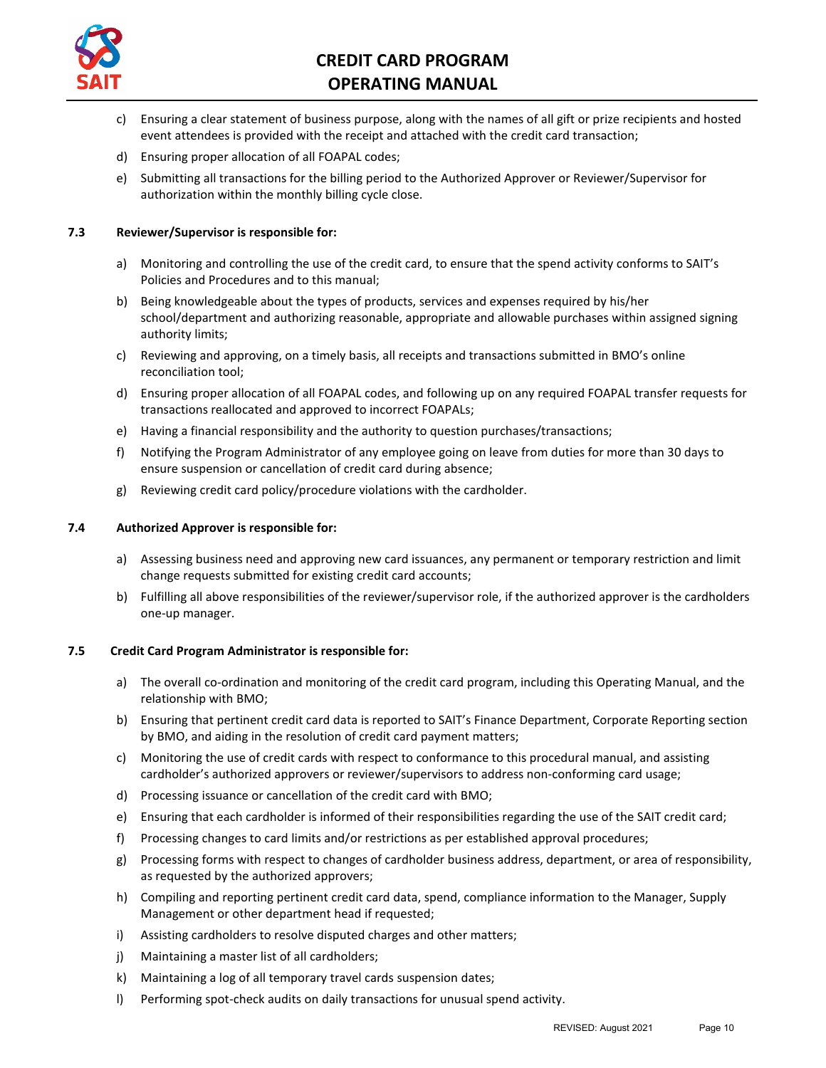c) Ensuring a clear statement of business purpose, along with the names of all gift or prize recipients and hosted event attendees is provided with the receipt and attached with the credit card transaction;

d) Ensuring proper allocation of all FOAPAL codes;

e) Submitting all transactions for the billing period to the Authorized Approver or Reviewer/Supervisor for authorization within the monthly billing cycle close.

**7.3 Reviewer/Supervisor is responsible for:**

a) Monitoring and controlling the use of the credit card, to ensure that the spend activity conforms to SAIT's Policies and Procedures and to this manual;

b) Being knowledgeable about the types of products, services and expenses required by his/her school/department and authorizing reasonable, appropriate and allowable purchases within assigned signing authority limits;

c) Reviewing and approving, on a timely basis, all receipts and transactions submitted in BMO's online reconciliation tool;

d) Ensuring proper allocation of all FOAPAL codes, and following up on any required FOAPAL transfer requests for transactions reallocated and approved to incorrect FOAPALs;

e) Having a financial responsibility and the authority to question purchases/transactions;

f) Notifying the Program Administrator of any employee going on leave from duties for more than 30 days to ensure suspension or cancellation of credit card during absence;

g) Reviewing credit card policy/procedure violations with the cardholder.

**7.4 Authorized Approver is responsible for:**

a) Assessing business need and approving new card issuances, any permanent or temporary restriction and limit change requests submitted for existing credit card accounts;

b) Fulfilling all above responsibilities of the reviewer/supervisor role, if the authorized approver is the cardholders one-up manager.

**7.5 Credit Card Program Administrator is responsible for:**

a) The overall co-ordination and monitoring of the credit card program, including this Operating Manual, and the relationship with BMO;

b) Ensuring that pertinent credit card data is reported to SAIT's Finance Department, Corporate Reporting section by BMO, and aiding in the resolution of credit card payment matters;

c) Monitoring the use of credit cards with respect to conformance to this procedural manual, and assisting cardholder's authorized approvers or reviewer/supervisors to address non-conforming card usage;

d) Processing issuance or cancellation of the credit card with BMO;

e) Ensuring that each cardholder is informed of their responsibilities regarding the use of the SAIT credit card;

f) Processing changes to card limits and/or restrictions as per established approval procedures;

g) Processing forms with respect to changes of cardholder business address, department, or area of responsibility, as requested by the authorized approvers;

h) Compiling and reporting pertinent credit card data, spend, compliance information to the Manager, Supply Management or other department head if requested;

i) Assisting cardholders to resolve disputed charges and other matters;

j) Maintaining a master list of all cardholders;

k) Maintaining a log of all temporary travel cards suspension dates;

l) Performing spot-check audits on daily transactions for unusual spend activity.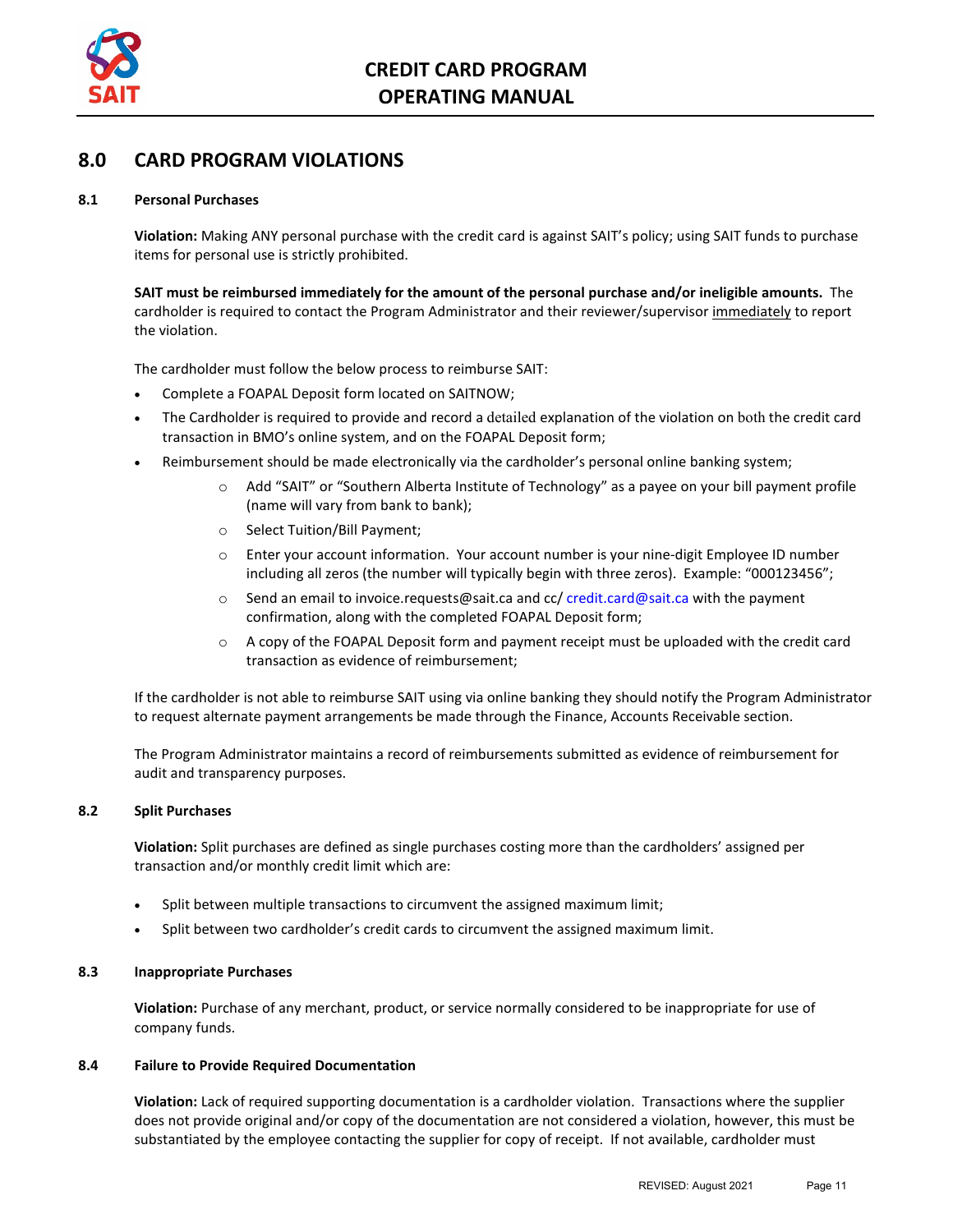## 8.0 CARD PROGRAM VIOLATIONS

### 8.1 Personal Purchases

**Violation:** Making ANY personal purchase with the credit card is against SAIT's policy; using SAIT funds to purchase items for personal use is strictly prohibited.

**SAIT must be reimbursed immediately for the amount of the personal purchase and/or ineligible amounts.** The cardholder is required to contact the Program Administrator and their reviewer/supervisor <u>immediately</u> to report the violation.

The cardholder must follow the below process to reimburse SAIT:

- Complete a FOAPAL Deposit form located on SAITNOW;
- The Cardholder is required to provide and record a detailed explanation of the violation on both the credit card transaction in BMO's online system, and on the FOAPAL Deposit form;
- Reimbursement should be made electronically via the cardholder's personal online banking system;
    - Add "SAIT" or "Southern Alberta Institute of Technology" as a payee on your bill payment profile (name will vary from bank to bank);
    - Select Tuition/Bill Payment;
    - Enter your account information. Your account number is your nine-digit Employee ID number including all zeros (the number will typically begin with three zeros). Example: "000123456";
    - Send an email to invoice.requests@sait.ca and cc/ credit.card@sait.ca with the payment confirmation, along with the completed FOAPAL Deposit form;
    - A copy of the FOAPAL Deposit form and payment receipt must be uploaded with the credit card transaction as evidence of reimbursement;

If the cardholder is not able to reimburse SAIT using via online banking they should notify the Program Administrator to request alternate payment arrangements be made through the Finance, Accounts Receivable section.

The Program Administrator maintains a record of reimbursements submitted as evidence of reimbursement for audit and transparency purposes.

### 8.2 Split Purchases

**Violation:** Split purchases are defined as single purchases costing more than the cardholders' assigned per transaction and/or monthly credit limit which are:

- Split between multiple transactions to circumvent the assigned maximum limit;
- Split between two cardholder's credit cards to circumvent the assigned maximum limit.

### 8.3 Inappropriate Purchases

**Violation:** Purchase of any merchant, product, or service normally considered to be inappropriate for use of company funds.

### 8.4 Failure to Provide Required Documentation

**Violation:** Lack of required supporting documentation is a cardholder violation. Transactions where the supplier does not provide original and/or copy of the documentation are not considered a violation, however, this must be substantiated by the employee contacting the supplier for copy of receipt. If not available, cardholder must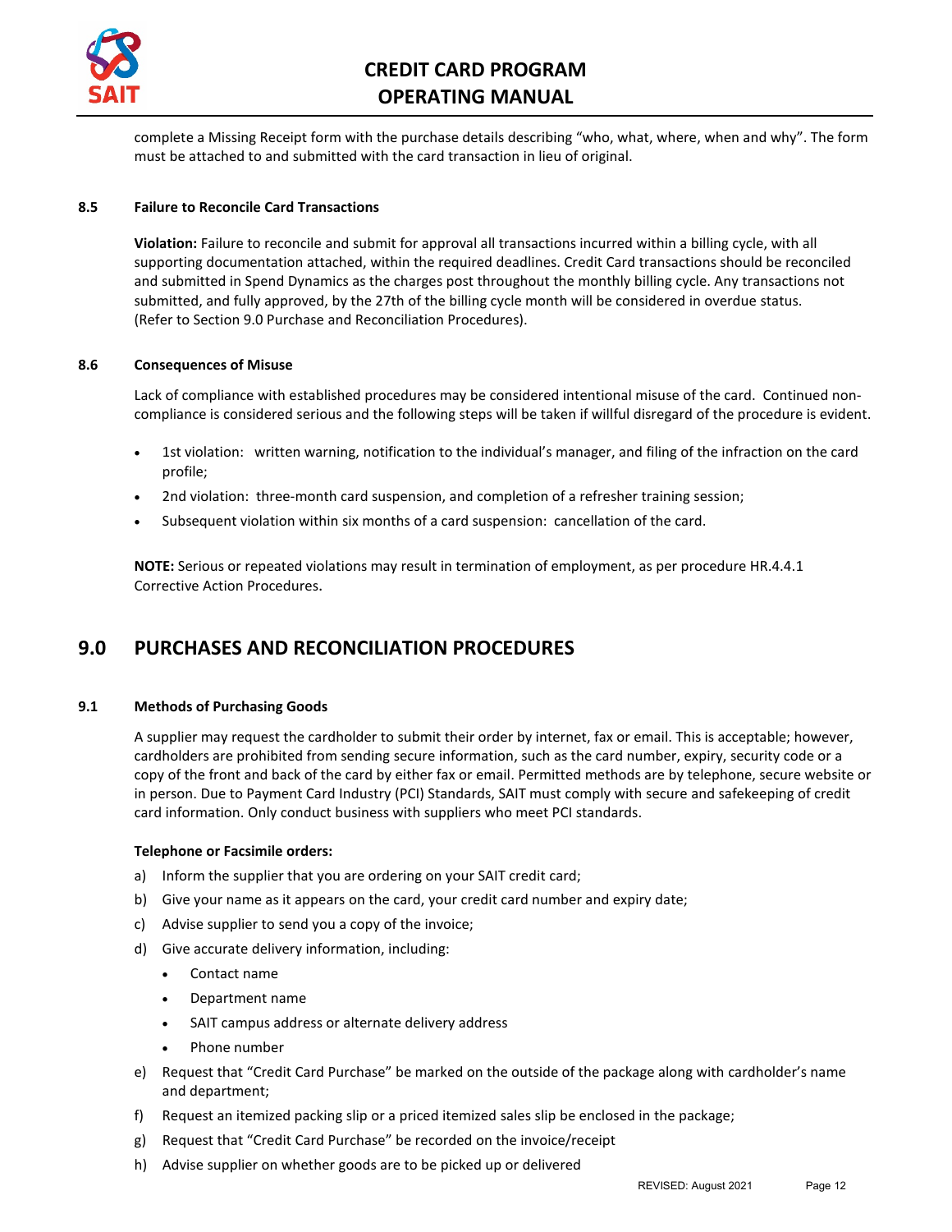complete a Missing Receipt form with the purchase details describing “who, what, where, when and why”. The form must be attached to and submitted with the card transaction in lieu of original.

### 8.5 Failure to Reconcile Card Transactions

**Violation:** Failure to reconcile and submit for approval all transactions incurred within a billing cycle, with all supporting documentation attached, within the required deadlines. Credit Card transactions should be reconciled and submitted in Spend Dynamics as the charges post throughout the monthly billing cycle. Any transactions not submitted, and fully approved, by the 27th of the billing cycle month will be considered in overdue status. (Refer to Section 9.0 Purchase and Reconciliation Procedures).

### 8.6 Consequences of Misuse

Lack of compliance with established procedures may be considered intentional misuse of the card. Continued non-compliance is considered serious and the following steps will be taken if willful disregard of the procedure is evident.

- 1st violation: written warning, notification to the individual’s manager, and filing of the infraction on the card profile;
- 2nd violation: three-month card suspension, and completion of a refresher training session;
- Subsequent violation within six months of a card suspension: cancellation of the card.

**NOTE:** Serious or repeated violations may result in termination of employment, as per procedure HR.4.4.1 Corrective Action Procedures.

## 9.0 PURCHASES AND RECONCILIATION PROCEDURES

### 9.1 Methods of Purchasing Goods

A supplier may request the cardholder to submit their order by internet, fax or email. This is acceptable; however, cardholders are prohibited from sending secure information, such as the card number, expiry, security code or a copy of the front and back of the card by either fax or email. Permitted methods are by telephone, secure website or in person. Due to Payment Card Industry (PCI) Standards, SAIT must comply with secure and safekeeping of credit card information. Only conduct business with suppliers who meet PCI standards.

**Telephone or Facsimile orders:**

a) Inform the supplier that you are ordering on your SAIT credit card;
b) Give your name as it appears on the card, your credit card number and expiry date;
c) Advise supplier to send you a copy of the invoice;
d) Give accurate delivery information, including:
   - Contact name
   - Department name
   - SAIT campus address or alternate delivery address
   - Phone number
e) Request that “Credit Card Purchase” be marked on the outside of the package along with cardholder’s name and department;
f) Request an itemized packing slip or a priced itemized sales slip be enclosed in the package;
g) Request that “Credit Card Purchase” be recorded on the invoice/receipt
h) Advise supplier on whether goods are to be picked up or delivered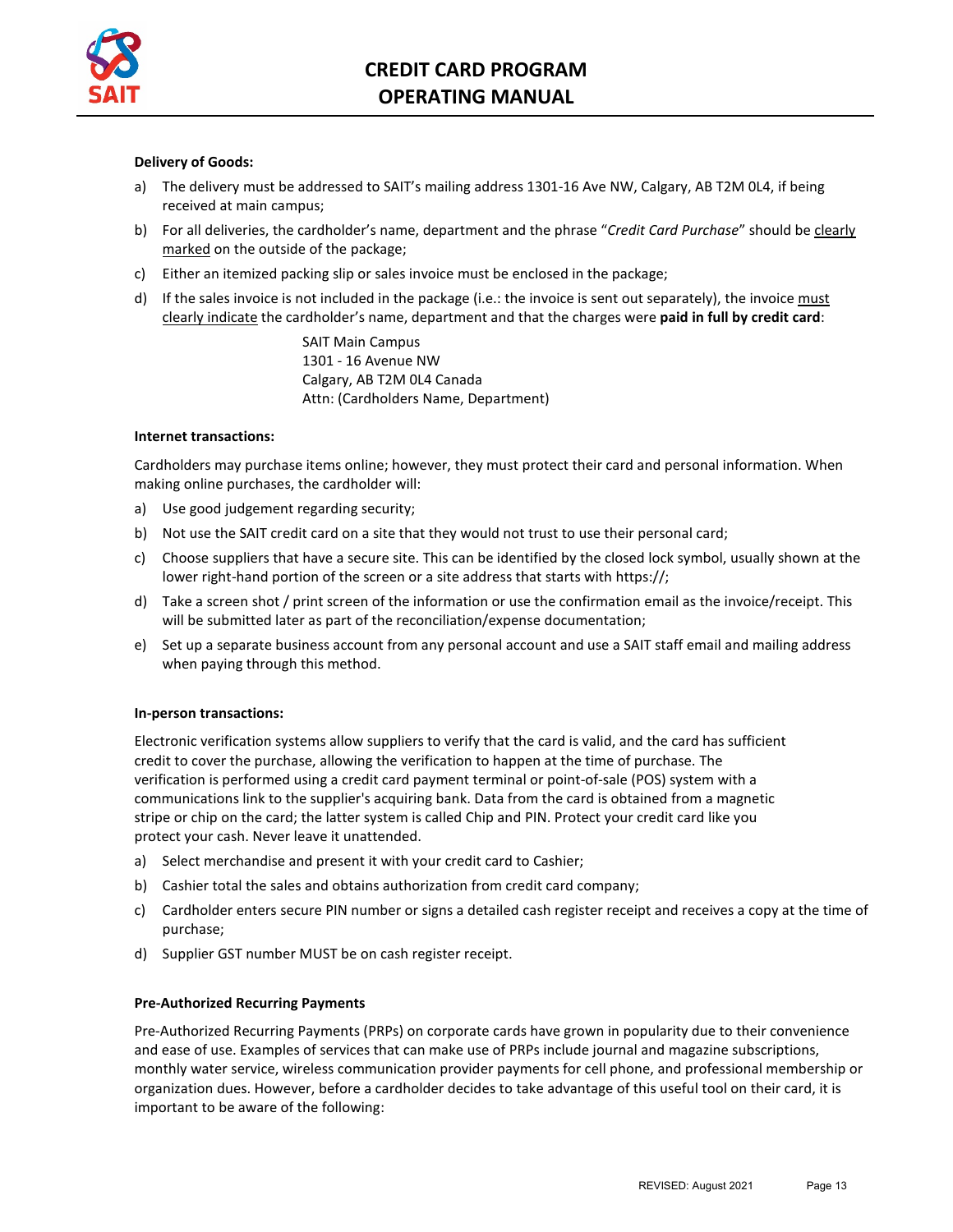**Delivery of Goods:**

a) The delivery must be addressed to SAIT's mailing address 1301-16 Ave NW, Calgary, AB T2M 0L4, if being received at main campus;

b) For all deliveries, the cardholder's name, department and the phrase "*Credit Card Purchase*" should be clearly marked on the outside of the package;

c) Either an itemized packing slip or sales invoice must be enclosed in the package;

d) If the sales invoice is not included in the package (i.e.: the invoice is sent out separately), the invoice must clearly indicate the cardholder's name, department and that the charges were **paid in full by credit card**:

SAIT Main Campus
1301 - 16 Avenue NW
Calgary, AB T2M 0L4 Canada
Attn: (Cardholders Name, Department)

**Internet transactions:**

Cardholders may purchase items online; however, they must protect their card and personal information. When making online purchases, the cardholder will:

a) Use good judgement regarding security;

b) Not use the SAIT credit card on a site that they would not trust to use their personal card;

c) Choose suppliers that have a secure site. This can be identified by the closed lock symbol, usually shown at the lower right-hand portion of the screen or a site address that starts with https://;

d) Take a screen shot / print screen of the information or use the confirmation email as the invoice/receipt. This will be submitted later as part of the reconciliation/expense documentation;

e) Set up a separate business account from any personal account and use a SAIT staff email and mailing address when paying through this method.

**In-person transactions:**

Electronic verification systems allow suppliers to verify that the card is valid, and the card has sufficient credit to cover the purchase, allowing the verification to happen at the time of purchase. The verification is performed using a credit card payment terminal or point-of-sale (POS) system with a communications link to the supplier's acquiring bank. Data from the card is obtained from a magnetic stripe or chip on the card; the latter system is called Chip and PIN. Protect your credit card like you protect your cash. Never leave it unattended.

a) Select merchandise and present it with your credit card to Cashier;

b) Cashier total the sales and obtains authorization from credit card company;

c) Cardholder enters secure PIN number or signs a detailed cash register receipt and receives a copy at the time of purchase;

d) Supplier GST number MUST be on cash register receipt.

**Pre-Authorized Recurring Payments**

Pre-Authorized Recurring Payments (PRPs) on corporate cards have grown in popularity due to their convenience and ease of use. Examples of services that can make use of PRPs include journal and magazine subscriptions, monthly water service, wireless communication provider payments for cell phone, and professional membership or organization dues. However, before a cardholder decides to take advantage of this useful tool on their card, it is important to be aware of the following: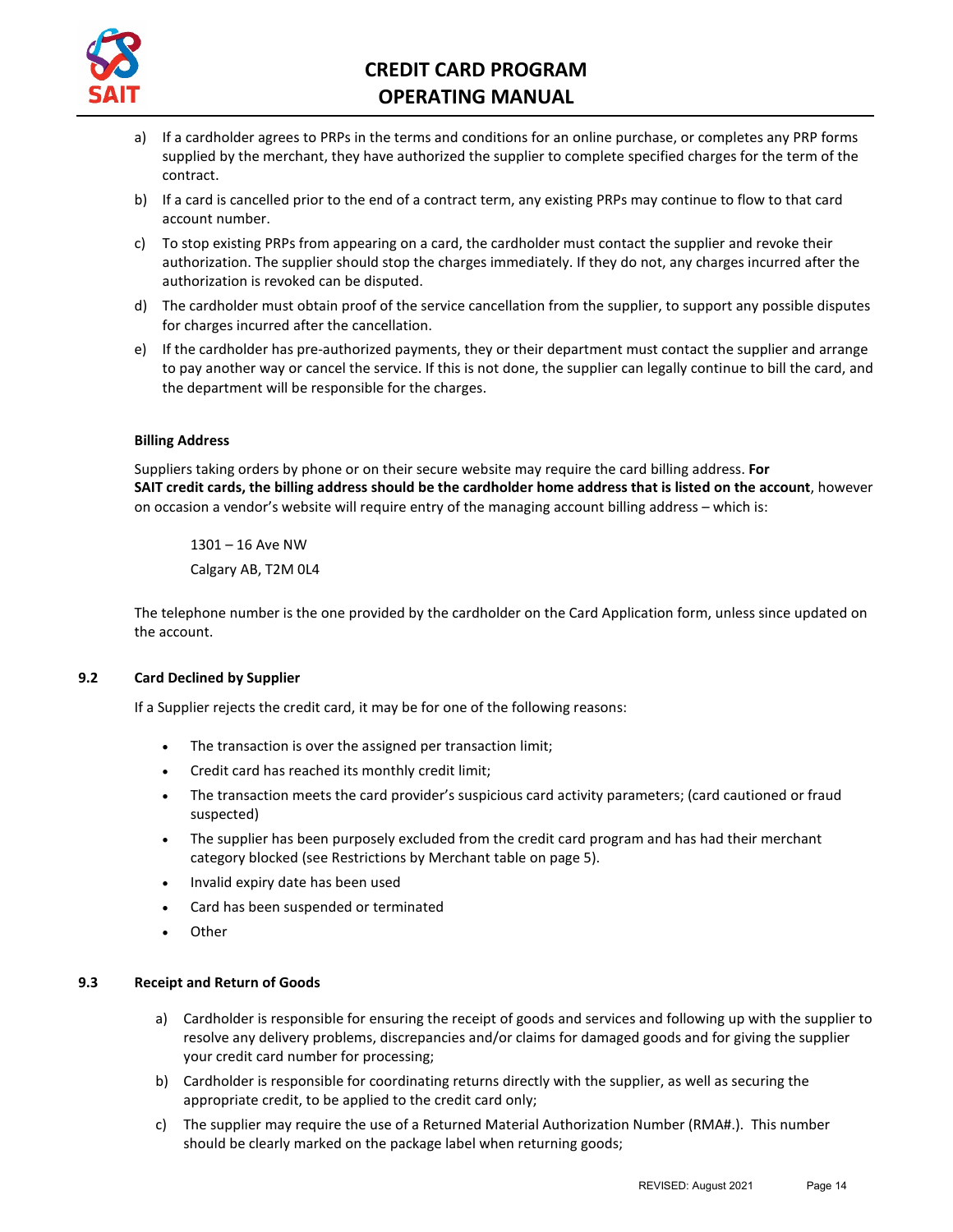a) If a cardholder agrees to PRPs in the terms and conditions for an online purchase, or completes any PRP forms supplied by the merchant, they have authorized the supplier to complete specified charges for the term of the contract.

b) If a card is cancelled prior to the end of a contract term, any existing PRPs may continue to flow to that card account number.

c) To stop existing PRPs from appearing on a card, the cardholder must contact the supplier and revoke their authorization. The supplier should stop the charges immediately. If they do not, any charges incurred after the authorization is revoked can be disputed.

d) The cardholder must obtain proof of the service cancellation from the supplier, to support any possible disputes for charges incurred after the cancellation.

e) If the cardholder has pre-authorized payments, they or their department must contact the supplier and arrange to pay another way or cancel the service. If this is not done, the supplier can legally continue to bill the card, and the department will be responsible for the charges.

**Billing Address**

Suppliers taking orders by phone or on their secure website may require the card billing address. **For SAIT credit cards, the billing address should be the cardholder home address that is listed on the account**, however on occasion a vendor's website will require entry of the managing account billing address – which is:

> 1301 – 16 Ave NW
>
> Calgary AB, T2M 0L4

The telephone number is the one provided by the cardholder on the Card Application form, unless since updated on the account.

### 9.2 Card Declined by Supplier

If a Supplier rejects the credit card, it may be for one of the following reasons:

- The transaction is over the assigned per transaction limit;
- Credit card has reached its monthly credit limit;
- The transaction meets the card provider's suspicious card activity parameters; (card cautioned or fraud suspected)
- The supplier has been purposely excluded from the credit card program and has had their merchant category blocked (see Restrictions by Merchant table on page 5).
- Invalid expiry date has been used
- Card has been suspended or terminated
- Other

### 9.3 Receipt and Return of Goods

a) Cardholder is responsible for ensuring the receipt of goods and services and following up with the supplier to resolve any delivery problems, discrepancies and/or claims for damaged goods and for giving the supplier your credit card number for processing;

b) Cardholder is responsible for coordinating returns directly with the supplier, as well as securing the appropriate credit, to be applied to the credit card only;

c) The supplier may require the use of a Returned Material Authorization Number (RMA#.). This number should be clearly marked on the package label when returning goods;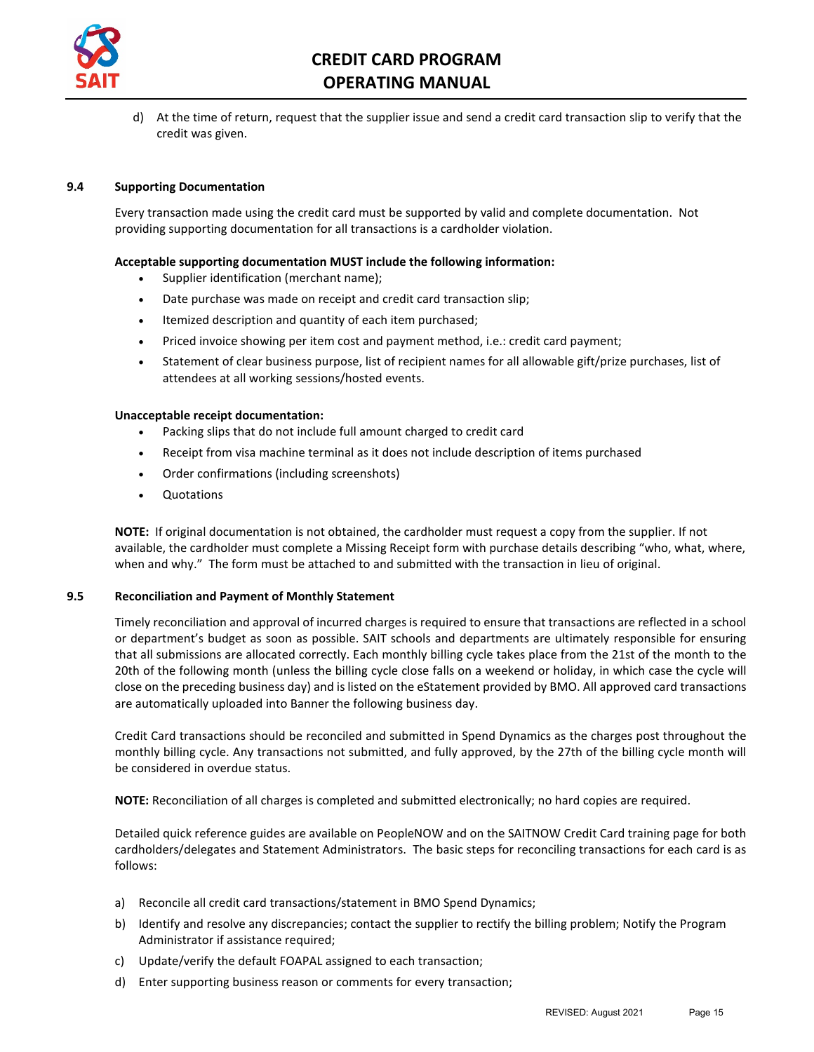d) At the time of return, request that the supplier issue and send a credit card transaction slip to verify that the credit was given.

### 9.4 Supporting Documentation

Every transaction made using the credit card must be supported by valid and complete documentation. Not providing supporting documentation for all transactions is a cardholder violation.

**Acceptable supporting documentation MUST include the following information:**

- Supplier identification (merchant name);
- Date purchase was made on receipt and credit card transaction slip;
- Itemized description and quantity of each item purchased;
- Priced invoice showing per item cost and payment method, i.e.: credit card payment;
- Statement of clear business purpose, list of recipient names for all allowable gift/prize purchases, list of attendees at all working sessions/hosted events.

**Unacceptable receipt documentation:**

- Packing slips that do not include full amount charged to credit card
- Receipt from visa machine terminal as it does not include description of items purchased
- Order confirmations (including screenshots)
- Quotations

**NOTE:** If original documentation is not obtained, the cardholder must request a copy from the supplier. If not available, the cardholder must complete a Missing Receipt form with purchase details describing "who, what, where, when and why." The form must be attached to and submitted with the transaction in lieu of original.

### 9.5 Reconciliation and Payment of Monthly Statement

Timely reconciliation and approval of incurred charges is required to ensure that transactions are reflected in a school or department's budget as soon as possible. SAIT schools and departments are ultimately responsible for ensuring that all submissions are allocated correctly. Each monthly billing cycle takes place from the 21st of the month to the 20th of the following month (unless the billing cycle close falls on a weekend or holiday, in which case the cycle will close on the preceding business day) and is listed on the eStatement provided by BMO. All approved card transactions are automatically uploaded into Banner the following business day.

Credit Card transactions should be reconciled and submitted in Spend Dynamics as the charges post throughout the monthly billing cycle. Any transactions not submitted, and fully approved, by the 27th of the billing cycle month will be considered in overdue status.

**NOTE:** Reconciliation of all charges is completed and submitted electronically; no hard copies are required.

Detailed quick reference guides are available on PeopleNOW and on the SAITNOW Credit Card training page for both cardholders/delegates and Statement Administrators. The basic steps for reconciling transactions for each card is as follows:

a) Reconcile all credit card transactions/statement in BMO Spend Dynamics;
b) Identify and resolve any discrepancies; contact the supplier to rectify the billing problem; Notify the Program Administrator if assistance required;
c) Update/verify the default FOAPAL assigned to each transaction;
d) Enter supporting business reason or comments for every transaction;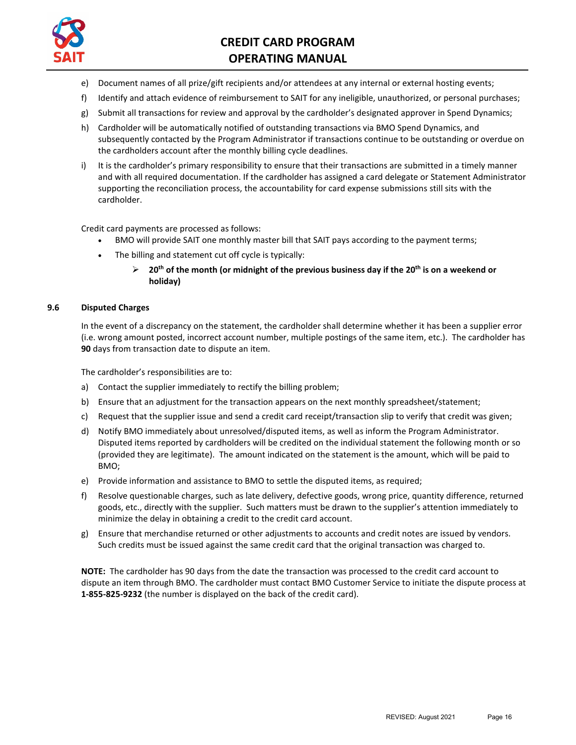e) Document names of all prize/gift recipients and/or attendees at any internal or external hosting events;

f) Identify and attach evidence of reimbursement to SAIT for any ineligible, unauthorized, or personal purchases;

g) Submit all transactions for review and approval by the cardholder's designated approver in Spend Dynamics;

h) Cardholder will be automatically notified of outstanding transactions via BMO Spend Dynamics, and subsequently contacted by the Program Administrator if transactions continue to be outstanding or overdue on the cardholders account after the monthly billing cycle deadlines.

i) It is the cardholder's primary responsibility to ensure that their transactions are submitted in a timely manner and with all required documentation. If the cardholder has assigned a card delegate or Statement Administrator supporting the reconciliation process, the accountability for card expense submissions still sits with the cardholder.

Credit card payments are processed as follows:

- BMO will provide SAIT one monthly master bill that SAIT pays according to the payment terms;
- The billing and statement cut off cycle is typically:
  - **20th of the month (or midnight of the previous business day if the 20th is on a weekend or holiday)**

## 9.6 Disputed Charges

In the event of a discrepancy on the statement, the cardholder shall determine whether it has been a supplier error (i.e. wrong amount posted, incorrect account number, multiple postings of the same item, etc.). The cardholder has **90** days from transaction date to dispute an item.

The cardholder's responsibilities are to:

a) Contact the supplier immediately to rectify the billing problem;

b) Ensure that an adjustment for the transaction appears on the next monthly spreadsheet/statement;

c) Request that the supplier issue and send a credit card receipt/transaction slip to verify that credit was given;

d) Notify BMO immediately about unresolved/disputed items, as well as inform the Program Administrator. Disputed items reported by cardholders will be credited on the individual statement the following month or so (provided they are legitimate). The amount indicated on the statement is the amount, which will be paid to BMO;

e) Provide information and assistance to BMO to settle the disputed items, as required;

f) Resolve questionable charges, such as late delivery, defective goods, wrong price, quantity difference, returned goods, etc., directly with the supplier. Such matters must be drawn to the supplier's attention immediately to minimize the delay in obtaining a credit to the credit card account.

g) Ensure that merchandise returned or other adjustments to accounts and credit notes are issued by vendors. Such credits must be issued against the same credit card that the original transaction was charged to.

**NOTE:** The cardholder has 90 days from the date the transaction was processed to the credit card account to dispute an item through BMO. The cardholder must contact BMO Customer Service to initiate the dispute process at **1-855-825-9232** (the number is displayed on the back of the credit card).